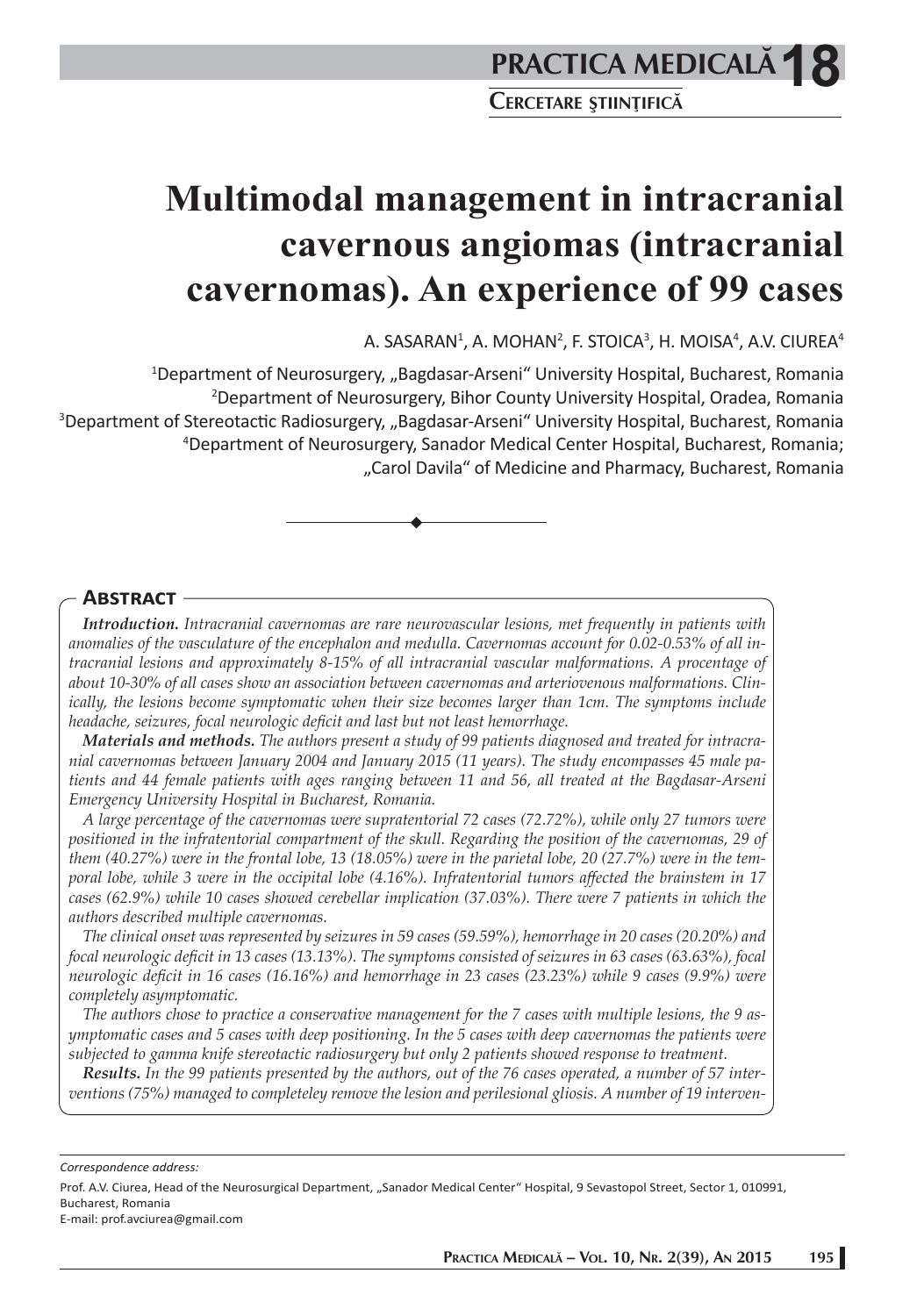PRACTICA MEDICALĂ 18

CERCETARE ŞTIINŢIFICĂ

# Multimodal management in intracranial cavernous angiomas (intracranial cavernomas). An experience of 99 cases

A. SASARAN[1], A. MOHAN[2], F. STOICA[3], H. MOISA[4], A.V. CIUREA[4]

[1]Department of Neurosurgery, „Bagdasar-Arseni" University Hospital, Bucharest, Romania
[2]Department of Neurosurgery, Bihor County University Hospital, Oradea, Romania
[3]Department of Stereotactic Radiosurgery, „Bagdasar-Arseni" University Hospital, Bucharest, Romania
[4]Department of Neurosurgery, Sanador Medical Center Hospital, Bucharest, Romania; „Carol Davila" of Medicine and Pharmacy, Bucharest, Romania

## Abstract

***Introduction.*** *Intracranial cavernomas are rare neurovascular lesions, met frequently in patients with anomalies of the vasculature of the encephalon and medulla. Cavernomas account for 0.02-0.53% of all intracranial lesions and approximately 8-15% of all intracranial vascular malformations. A procentage of about 10-30% of all cases show an association between cavernomas and arteriovenous malformations. Clinically, the lesions become symptomatic when their size becomes larger than 1cm. The symptoms include headache, seizures, focal neurologic deficit and last but not least hemorrhage.*

***Materials and methods.*** *The authors present a study of 99 patients diagnosed and treated for intracranial cavernomas between January 2004 and January 2015 (11 years). The study encompasses 45 male patients and 44 female patients with ages ranging between 11 and 56, all treated at the Bagdasar-Arseni Emergency University Hospital in Bucharest, Romania.*

*A large percentage of the cavernomas were supratentorial 72 cases (72.72%), while only 27 tumors were positioned in the infratentorial compartment of the skull. Regarding the position of the cavernomas, 29 of them (40.27%) were in the frontal lobe, 13 (18.05%) were in the parietal lobe, 20 (27.7%) were in the temporal lobe, while 3 were in the occipital lobe (4.16%). Infratentorial tumors affected the brainstem in 17 cases (62.9%) while 10 cases showed cerebellar implication (37.03%). There were 7 patients in which the authors described multiple cavernomas.*

*The clinical onset was represented by seizures in 59 cases (59.59%), hemorrhage in 20 cases (20.20%) and focal neurologic deficit in 13 cases (13.13%). The symptoms consisted of seizures in 63 cases (63.63%), focal neurologic deficit in 16 cases (16.16%) and hemorrhage in 23 cases (23.23%) while 9 cases (9.9%) were completely asymptomatic.*

*The authors chose to practice a conservative management for the 7 cases with multiple lesions, the 9 asymptomatic cases and 5 cases with deep positioning. In the 5 cases with deep cavernomas the patients were subjected to gamma knife stereotactic radiosurgery but only 2 patients showed response to treatment.*

***Results.*** *In the 99 patients presented by the authors, out of the 76 cases operated, a number of 57 interventions (75%) managed to completeley remove the lesion and perilesional gliosis. A number of 19 interven-*

*Correspondence address:*

Prof. A.V. Ciurea, Head of the Neurosurgical Department, „Sanador Medical Center" Hospital, 9 Sevastopol Street, Sector 1, 010991, Bucharest, Romania
E-mail: prof.avciurea@gmail.com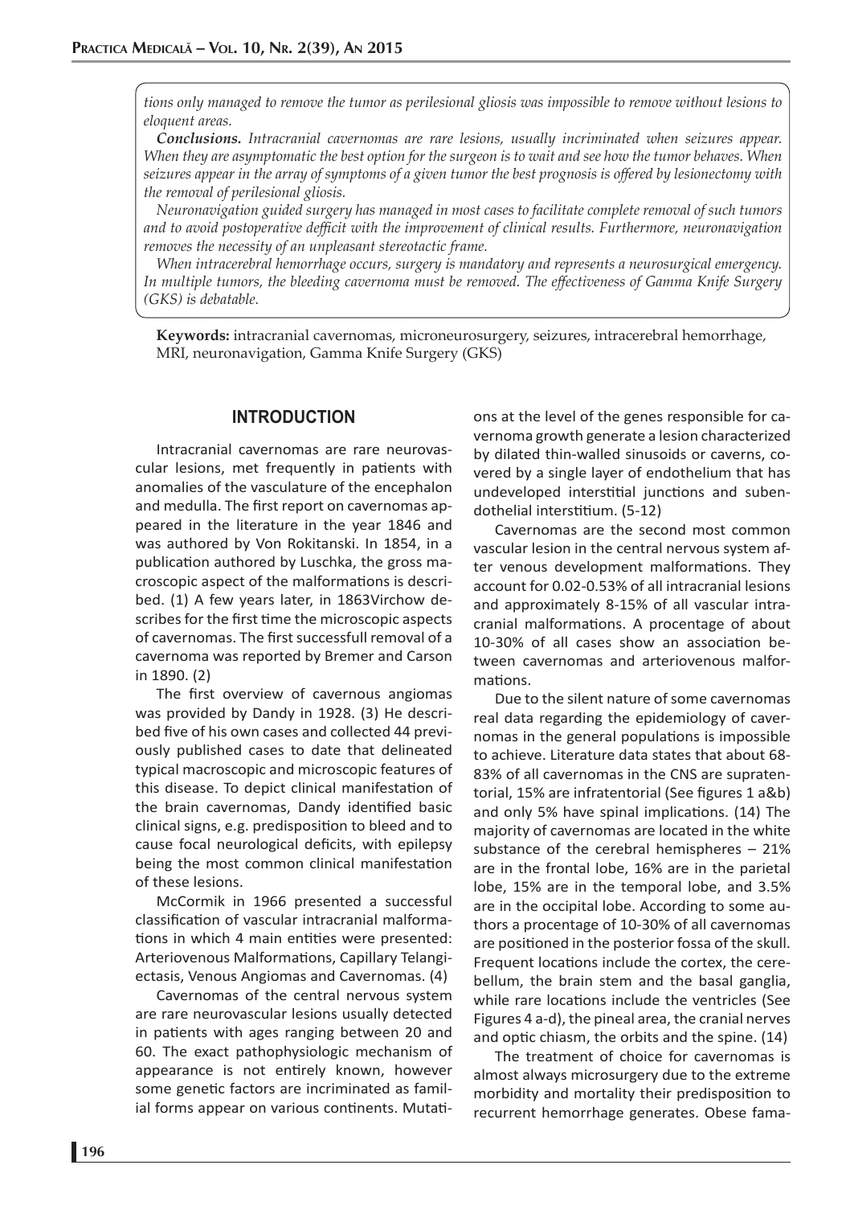*tions only managed to remove the tumor as perilesional gliosis was impossible to remove without lesions to eloquent areas.*

***Conclusions.*** *Intracranial cavernomas are rare lesions, usually incriminated when seizures appear. When they are asymptomatic the best option for the surgeon is to wait and see how the tumor behaves. When seizures appear in the array of symptoms of a given tumor the best prognosis is offered by lesionectomy with the removal of perilesional gliosis.*

*Neuronavigation guided surgery has managed in most cases to facilitate complete removal of such tumors and to avoid postoperative defficit with the improvement of clinical results. Furthermore, neuronavigation removes the necessity of an unpleasant stereotactic frame.*

*When intracerebral hemorrhage occurs, surgery is mandatory and represents a neurosurgical emergency. In multiple tumors, the bleeding cavernoma must be removed. The effectiveness of Gamma Knife Surgery (GKS) is debatable.*

**Keywords:** intracranial cavernomas, microneurosurgery, seizures, intracerebral hemorrhage, MRI, neuronavigation, Gamma Knife Surgery (GKS)

## INTRODUCTION

Intracranial cavernomas are rare neurovascular lesions, met frequently in patients with anomalies of the vasculature of the encephalon and medulla. The first report on cavernomas appeared in the literature in the year 1846 and was authored by Von Rokitanski. In 1854, in a publication authored by Luschka, the gross macroscopic aspect of the malformations is described. (1) A few years later, in 1863Virchow describes for the first time the microscopic aspects of cavernomas. The first successfull removal of a cavernoma was reported by Bremer and Carson in 1890. (2)

The first overview of cavernous angiomas was provided by Dandy in 1928. (3) He described five of his own cases and collected 44 previously published cases to date that delineated typical macroscopic and microscopic features of this disease. To depict clinical manifestation of the brain cavernomas, Dandy identified basic clinical signs, e.g. predisposition to bleed and to cause focal neurological deficits, with epilepsy being the most common clinical manifestation of these lesions.

McCormik in 1966 presented a successful classification of vascular intracranial malformations in which 4 main entities were presented: Arteriovenous Malformations, Capillary Telangiectasis, Venous Angiomas and Cavernomas. (4)

Cavernomas of the central nervous system are rare neurovascular lesions usually detected in patients with ages ranging between 20 and 60. The exact pathophysiologic mechanism of appearance is not entirely known, however some genetic factors are incriminated as familial forms appear on various continents. Mutations at the level of the genes responsible for cavernoma growth generate a lesion characterized by dilated thin-walled sinusoids or caverns, covered by a single layer of endothelium that has undeveloped interstitial junctions and subendothelial interstitium. (5-12)

Cavernomas are the second most common vascular lesion in the central nervous system after venous development malformations. They account for 0.02-0.53% of all intracranial lesions and approximately 8-15% of all vascular intracranial malformations. A procentage of about 10-30% of all cases show an association between cavernomas and arteriovenous malformations.

Due to the silent nature of some cavernomas real data regarding the epidemiology of cavernomas in the general populations is impossible to achieve. Literature data states that about 68-83% of all cavernomas in the CNS are supratentorial, 15% are infratentorial (See figures 1 a&b) and only 5% have spinal implications. (14) The majority of cavernomas are located in the white substance of the cerebral hemispheres – 21% are in the frontal lobe, 16% are in the parietal lobe, 15% are in the temporal lobe, and 3.5% are in the occipital lobe. According to some authors a procentage of 10-30% of all cavernomas are positioned in the posterior fossa of the skull. Frequent locations include the cortex, the cerebellum, the brain stem and the basal ganglia, while rare locations include the ventricles (See Figures 4 a-d), the pineal area, the cranial nerves and optic chiasm, the orbits and the spine. (14)

The treatment of choice for cavernomas is almost always microsurgery due to the extreme morbidity and mortality their predisposition to recurrent hemorrhage generates. Obese fama-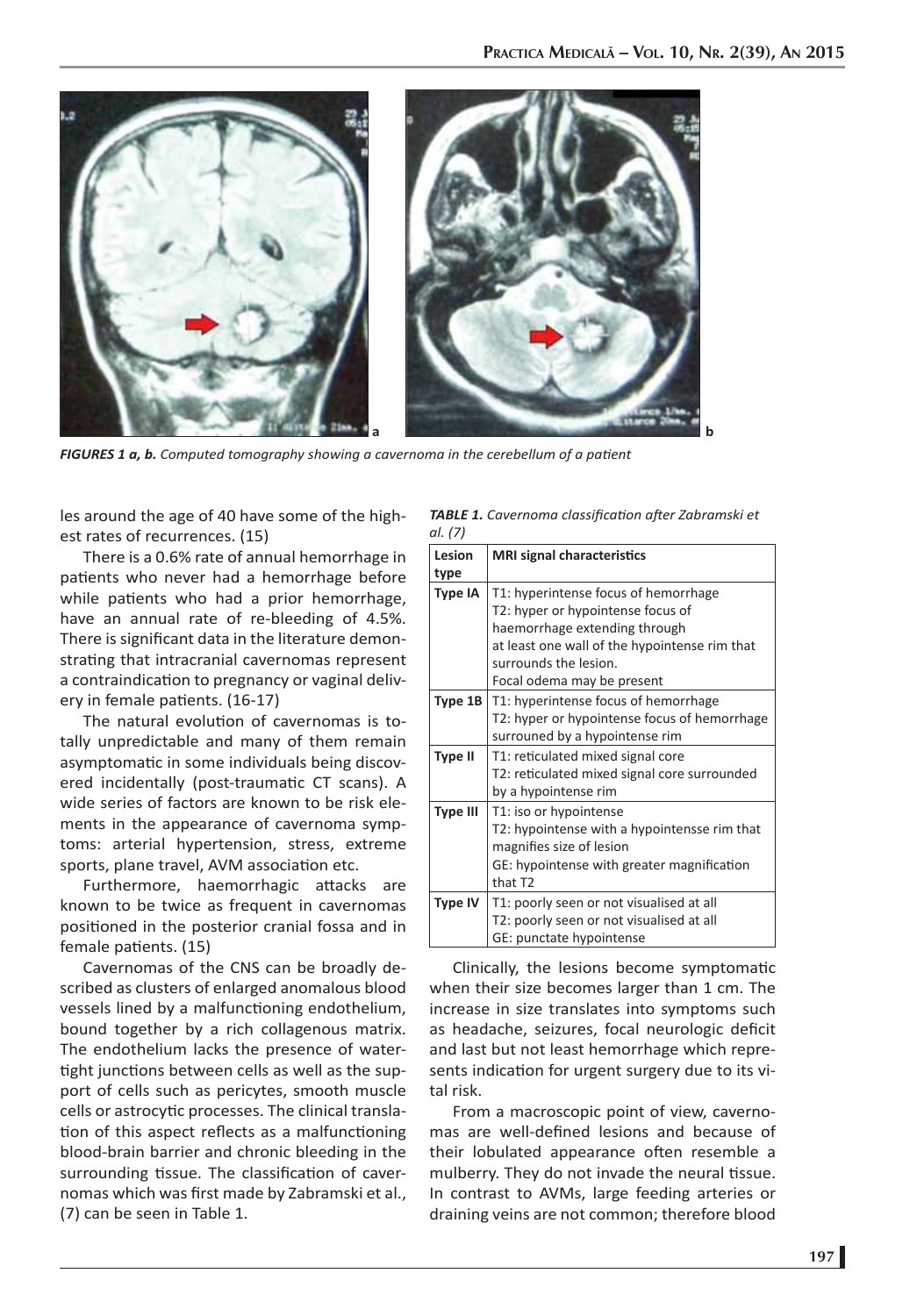*FIGURES 1 a, b. Computed tomography showing a cavernoma in the cerebellum of a patient*

les around the age of 40 have some of the highest rates of recurrences. (15)

There is a 0.6% rate of annual hemorrhage in patients who never had a hemorrhage before while patients who had a prior hemorrhage, have an annual rate of re-bleeding of 4.5%. There is significant data in the literature demonstrating that intracranial cavernomas represent a contraindication to pregnancy or vaginal delivery in female patients. (16-17)

The natural evolution of cavernomas is totally unpredictable and many of them remain asymptomatic in some individuals being discovered incidentally (post-traumatic CT scans). A wide series of factors are known to be risk elements in the appearance of cavernoma symptoms: arterial hypertension, stress, extreme sports, plane travel, AVM association etc.

Furthermore, haemorrhagic attacks are known to be twice as frequent in cavernomas positioned in the posterior cranial fossa and in female patients. (15)

Cavernomas of the CNS can be broadly described as clusters of enlarged anomalous blood vessels lined by a malfunctioning endothelium, bound together by a rich collagenous matrix. The endothelium lacks the presence of water-tight junctions between cells as well as the support of cells such as pericytes, smooth muscle cells or astrocytic processes. The clinical translation of this aspect reflects as a malfunctioning blood-brain barrier and chronic bleeding in the surrounding tissue. The classification of cavernomas which was first made by Zabramski et al., (7) can be seen in Table 1.

*TABLE 1. Cavernoma classification after Zabramski et al. (7)*

| Lesion type | MRI signal characteristics |
|---|---|
| **Type IA** | T1: hyperintense focus of hemorrhage<br>T2: hyper or hypointense focus of haemorrhage extending through at least one wall of the hypointense rim that surrounds the lesion.<br>Focal odema may be present |
| **Type 1B** | T1: hyperintense focus of hemorrhage<br>T2: hyper or hypointense focus of hemorrhage surrouned by a hypointense rim |
| **Type II** | T1: reticulated mixed signal core<br>T2: reticulated mixed signal core surrounded by a hypointense rim |
| **Type III** | T1: iso or hypointense<br>T2: hypointense with a hypointensse rim that magnifies size of lesion<br>GE: hypointense with greater magnification that T2 |
| **Type IV** | T1: poorly seen or not visualised at all<br>T2: poorly seen or not visualised at all<br>GE: punctate hypointense |

Clinically, the lesions become symptomatic when their size becomes larger than 1 cm. The increase in size translates into symptoms such as headache, seizures, focal neurologic deficit and last but not least hemorrhage which represents indication for urgent surgery due to its vital risk.

From a macroscopic point of view, cavernomas are well-defined lesions and because of their lobulated appearance often resemble a mulberry. They do not invade the neural tissue. In contrast to AVMs, large feeding arteries or draining veins are not common; therefore blood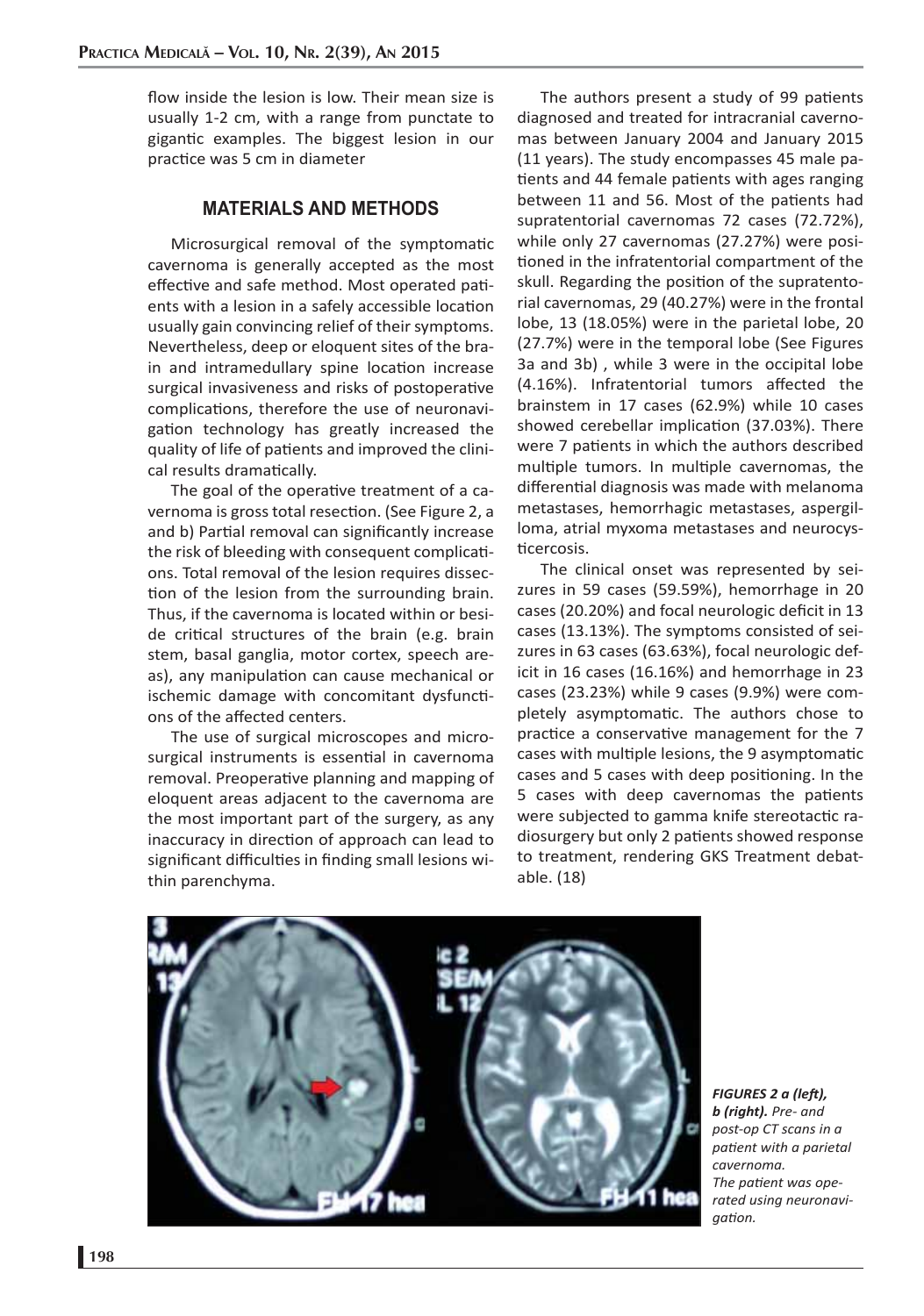flow inside the lesion is low. Their mean size is usually 1-2 cm, with a range from punctate to gigantic examples. The biggest lesion in our practice was 5 cm in diameter

## MATERIALS AND METHODS

Microsurgical removal of the symptomatic cavernoma is generally accepted as the most effective and safe method. Most operated patients with a lesion in a safely accessible location usually gain convincing relief of their symptoms. Nevertheless, deep or eloquent sites of the brain and intramedullary spine location increase surgical invasiveness and risks of postoperative complications, therefore the use of neuronavigation technology has greatly increased the quality of life of patients and improved the clinical results dramatically.

The goal of the operative treatment of a cavernoma is gross total resection. (See Figure 2, a and b) Partial removal can significantly increase the risk of bleeding with consequent complications. Total removal of the lesion requires dissection of the lesion from the surrounding brain. Thus, if the cavernoma is located within or beside critical structures of the brain (e.g. brain stem, basal ganglia, motor cortex, speech areas), any manipulation can cause mechanical or ischemic damage with concomitant dysfunctions of the affected centers.

The use of surgical microscopes and microsurgical instruments is essential in cavernoma removal. Preoperative planning and mapping of eloquent areas adjacent to the cavernoma are the most important part of the surgery, as any inaccuracy in direction of approach can lead to significant difficulties in finding small lesions within parenchyma.

The authors present a study of 99 patients diagnosed and treated for intracranial cavernomas between January 2004 and January 2015 (11 years). The study encompasses 45 male patients and 44 female patients with ages ranging between 11 and 56. Most of the patients had supratentorial cavernomas 72 cases (72.72%), while only 27 cavernomas (27.27%) were positioned in the infratentorial compartment of the skull. Regarding the position of the supratentorial cavernomas, 29 (40.27%) were in the frontal lobe, 13 (18.05%) were in the parietal lobe, 20 (27.7%) were in the temporal lobe (See Figures 3a and 3b) , while 3 were in the occipital lobe (4.16%). Infratentorial tumors affected the brainstem in 17 cases (62.9%) while 10 cases showed cerebellar implication (37.03%). There were 7 patients in which the authors described multiple tumors. In multiple cavernomas, the differential diagnosis was made with melanoma metastases, hemorrhagic metastases, aspergilloma, atrial myxoma metastases and neurocysticercosis.

The clinical onset was represented by seizures in 59 cases (59.59%), hemorrhage in 20 cases (20.20%) and focal neurologic deficit in 13 cases (13.13%). The symptoms consisted of seizures in 63 cases (63.63%), focal neurologic deficit in 16 cases (16.16%) and hemorrhage in 23 cases (23.23%) while 9 cases (9.9%) were completely asymptomatic. The authors chose to practice a conservative management for the 7 cases with multiple lesions, the 9 asymptomatic cases and 5 cases with deep positioning. In the 5 cases with deep cavernomas the patients were subjected to gamma knife stereotactic radiosurgery but only 2 patients showed response to treatment, rendering GKS Treatment debatable. (18)

***FIGURES 2 a (left), b (right).*** *Pre- and post-op CT scans in a patient with a parietal cavernoma. The patient was operated using neuronavigation.*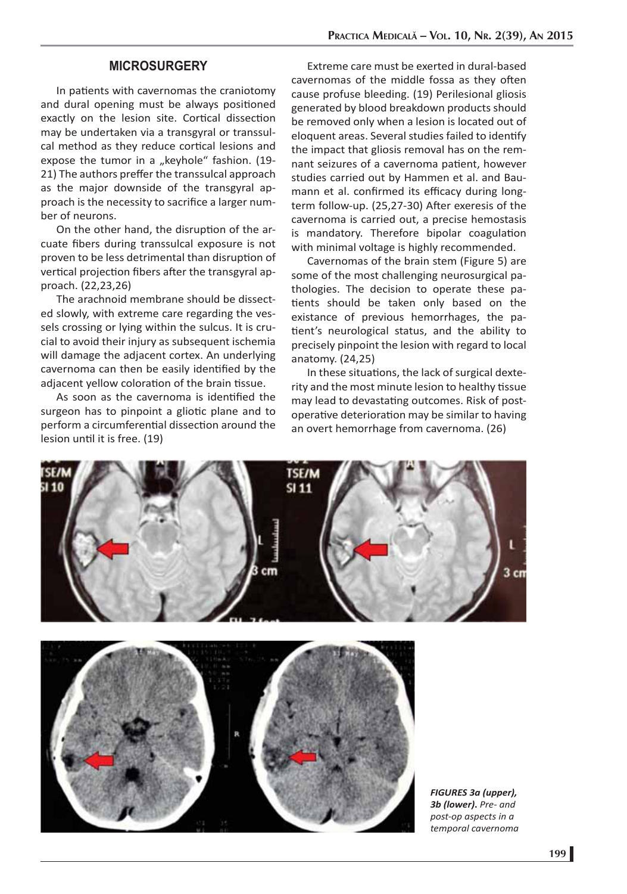## MICROSURGERY

In patients with cavernomas the craniotomy and dural opening must be always positioned exactly on the lesion site. Cortical dissection may be undertaken via a transgyral or transsulcal method as they reduce cortical lesions and expose the tumor in a „keyhole" fashion. (19-21) The authors preffer the transsulcal approach as the major downside of the transgyral approach is the necessity to sacrifice a larger number of neurons.

On the other hand, the disruption of the arcuate fibers during transsulcal exposure is not proven to be less detrimental than disruption of vertical projection fibers after the transgyral approach. (22,23,26)

The arachnoid membrane should be dissected slowly, with extreme care regarding the vessels crossing or lying within the sulcus. It is crucial to avoid their injury as subsequent ischemia will damage the adjacent cortex. An underlying cavernoma can then be easily identified by the adjacent yellow coloration of the brain tissue.

As soon as the cavernoma is identified the surgeon has to pinpoint a gliotic plane and to perform a circumferential dissection around the lesion until it is free. (19)

Extreme care must be exerted in dural-based cavernomas of the middle fossa as they often cause profuse bleeding. (19) Perilesional gliosis generated by blood breakdown products should be removed only when a lesion is located out of eloquent areas. Several studies failed to identify the impact that gliosis removal has on the remnant seizures of a cavernoma patient, however studies carried out by Hammen et al. and Baumann et al. confirmed its efficacy during long-term follow-up. (25,27-30) After exeresis of the cavernoma is carried out, a precise hemostasis is mandatory. Therefore bipolar coagulation with minimal voltage is highly recommended.

Cavernomas of the brain stem (Figure 5) are some of the most challenging neurosurgical pathologies. The decision to operate these patients should be taken only based on the existance of previous hemorrhages, the patient's neurological status, and the ability to precisely pinpoint the lesion with regard to local anatomy. (24,25)

In these situations, the lack of surgical dexterity and the most minute lesion to healthy tissue may lead to devastating outcomes. Risk of postoperative deterioration may be similar to having an overt hemorrhage from cavernoma. (26)

***FIGURES 3a (upper), 3b (lower).*** *Pre- and post-op aspects in a temporal cavernoma*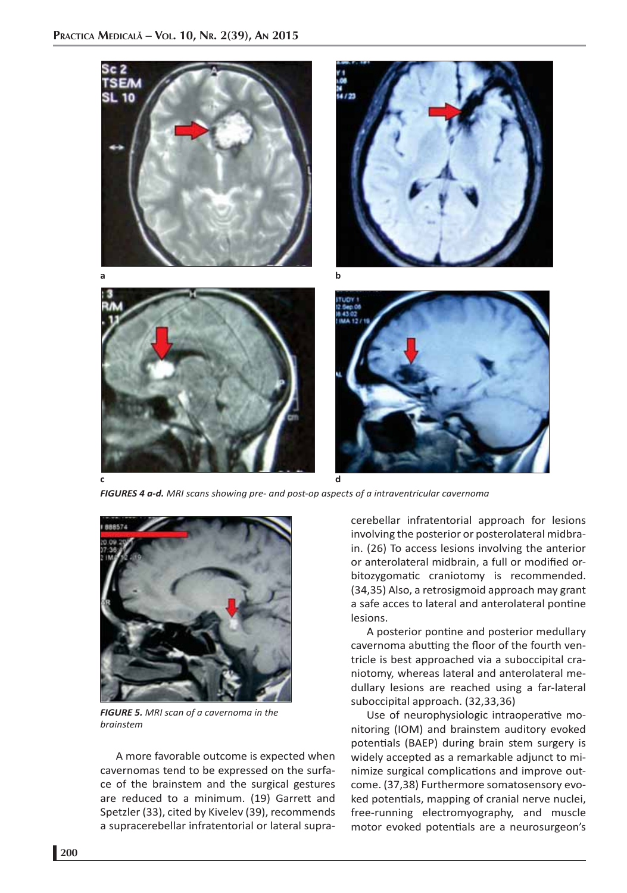*FIGURES 4 a-d. MRI scans showing pre- and post-op aspects of a intraventricular cavernoma*

*FIGURE 5. MRI scan of a cavernoma in the brainstem*

A more favorable outcome is expected when cavernomas tend to be expressed on the surface of the brainstem and the surgical gestures are reduced to a minimum. (19) Garrett and Spetzler (33), cited by Kivelev (39), recommends a supracerebellar infratentorial or lateral supracerebellar infratentorial approach for lesions involving the posterior or posterolateral midbrain. (26) To access lesions involving the anterior or anterolateral midbrain, a full or modified orbitozygomatic craniotomy is recommended. (34,35) Also, a retrosigmoid approach may grant a safe acces to lateral and anterolateral pontine lesions.

A posterior pontine and posterior medullary cavernoma abutting the floor of the fourth ventricle is best approached via a suboccipital craniotomy, whereas lateral and anterolateral medullary lesions are reached using a far-lateral suboccipital approach. (32,33,36)

Use of neurophysiologic intraoperative monitoring (IOM) and brainstem auditory evoked potentials (BAEP) during brain stem surgery is widely accepted as a remarkable adjunct to minimize surgical complications and improve outcome. (37,38) Furthermore somatosensory evoked potentials, mapping of cranial nerve nuclei, free-running electromyography, and muscle motor evoked potentials are a neurosurgeon's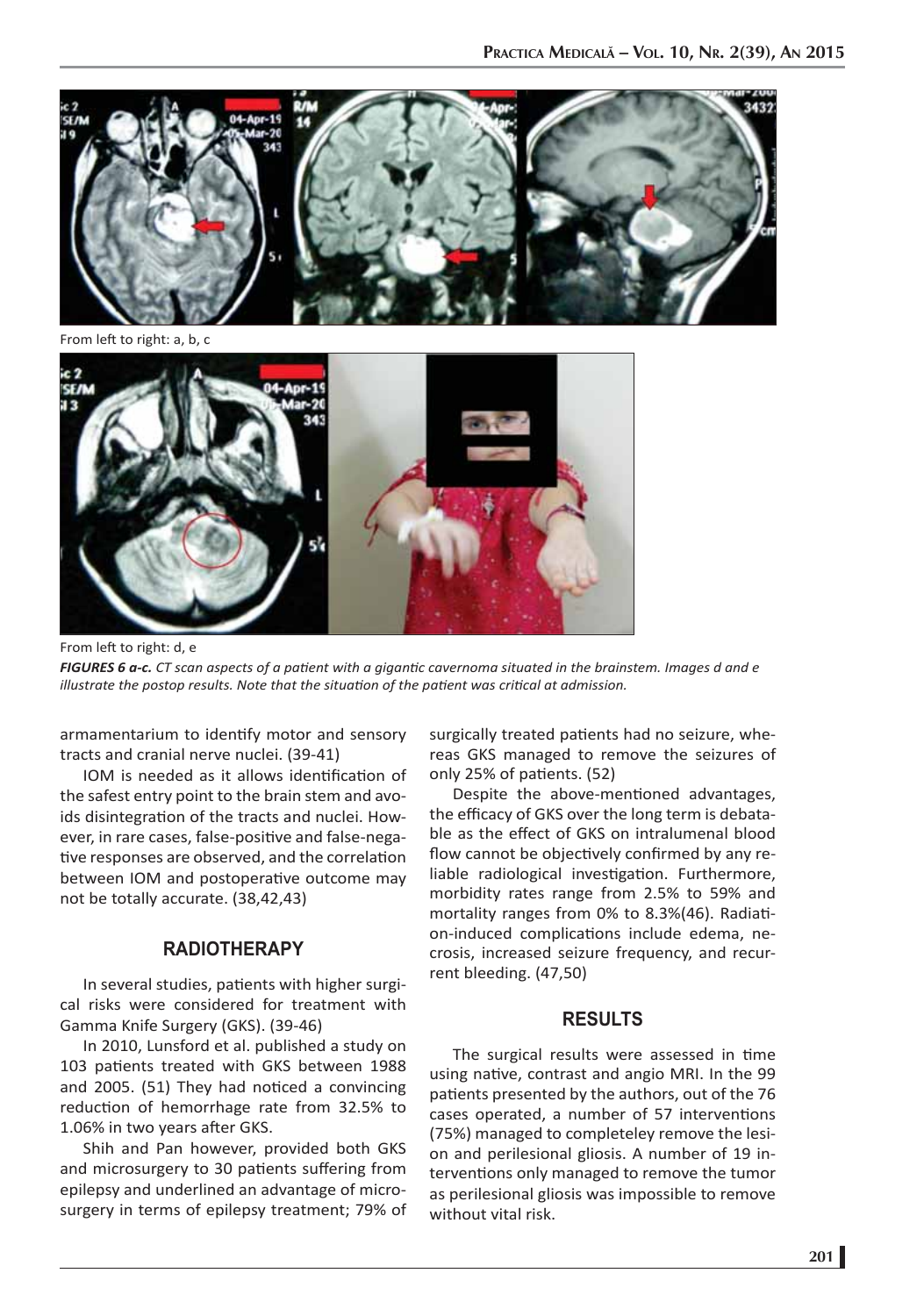From left to right: a, b, c

From left to right: d, e

***FIGURES 6 a-c.*** *CT scan aspects of a patient with a gigantic cavernoma situated in the brainstem. Images d and e illustrate the postop results. Note that the situation of the patient was critical at admission.*

armamentarium to identify motor and sensory tracts and cranial nerve nuclei. (39-41)

IOM is needed as it allows identification of the safest entry point to the brain stem and avoids disintegration of the tracts and nuclei. However, in rare cases, false-positive and false-negative responses are observed, and the correlation between IOM and postoperative outcome may not be totally accurate. (38,42,43)

## RADIOTHERAPY

In several studies, patients with higher surgical risks were considered for treatment with Gamma Knife Surgery (GKS). (39-46)

In 2010, Lunsford et al. published a study on 103 patients treated with GKS between 1988 and 2005. (51) They had noticed a convincing reduction of hemorrhage rate from 32.5% to 1.06% in two years after GKS.

Shih and Pan however, provided both GKS and microsurgery to 30 patients suffering from epilepsy and underlined an advantage of microsurgery in terms of epilepsy treatment; 79% of surgically treated patients had no seizure, whereas GKS managed to remove the seizures of only 25% of patients. (52)

Despite the above-mentioned advantages, the efficacy of GKS over the long term is debatable as the effect of GKS on intralumenal blood flow cannot be objectively confirmed by any reliable radiological investigation. Furthermore, morbidity rates range from 2.5% to 59% and mortality ranges from 0% to 8.3%(46). Radiation-induced complications include edema, necrosis, increased seizure frequency, and recurrent bleeding. (47,50)

## RESULTS

The surgical results were assessed in time using native, contrast and angio MRI. In the 99 patients presented by the authors, out of the 76 cases operated, a number of 57 interventions (75%) managed to completeley remove the lesion and perilesional gliosis. A number of 19 interventions only managed to remove the tumor as perilesional gliosis was impossible to remove without vital risk.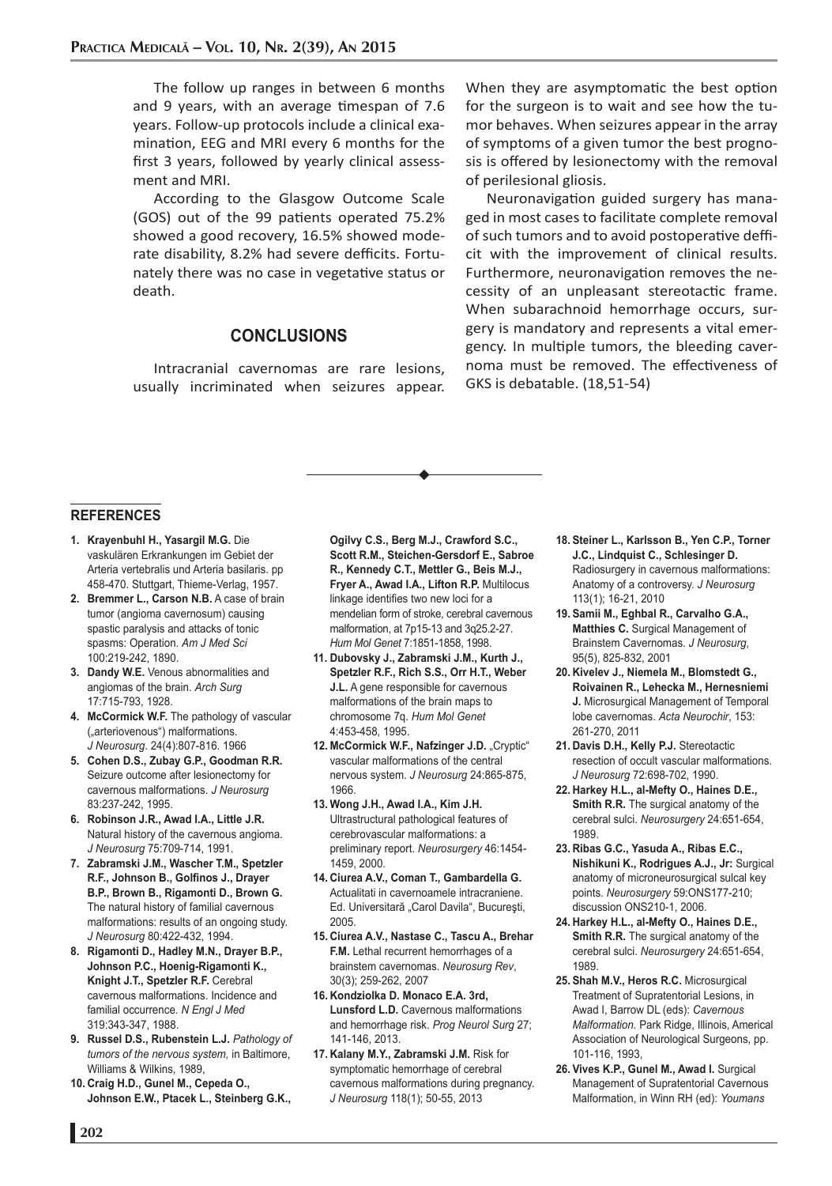The follow up ranges in between 6 months and 9 years, with an average timespan of 7.6 years. Follow-up protocols include a clinical examination, EEG and MRI every 6 months for the first 3 years, followed by yearly clinical assessment and MRI.

According to the Glasgow Outcome Scale (GOS) out of the 99 patients operated 75.2% showed a good recovery, 16.5% showed moderate disability, 8.2% had severe defficits. Fortunately there was no case in vegetative status or death.

## CONCLUSIONS

Intracranial cavernomas are rare lesions, usually incriminated when seizures appear. When they are asymptomatic the best option for the surgeon is to wait and see how the tumor behaves. When seizures appear in the array of symptoms of a given tumor the best prognosis is offered by lesionectomy with the removal of perilesional gliosis.

Neuronavigation guided surgery has managed in most cases to facilitate complete removal of such tumors and to avoid postoperative defficit with the improvement of clinical results. Furthermore, neuronavigation removes the necessity of an unpleasant stereotactic frame. When subarachnoid hemorrhage occurs, surgery is mandatory and represents a vital emergency. In multiple tumors, the bleeding cavernoma must be removed. The effectiveness of GKS is debatable. (18,51-54)

## REFERENCES

1. **Krayenbuhl H., Yasargil M.G.** Die vaskulären Erkrankungen im Gebiet der Arteria vertebralis und Arteria basilaris. pp 458-470. Stuttgart, Thieme-Verlag, 1957.
2. **Bremmer L., Carson N.B.** A case of brain tumor (angioma cavernosum) causing spastic paralysis and attacks of tonic spasms: Operation. *Am J Med Sci* 100:219-242, 1890.
3. **Dandy W.E.** Venous abnormalities and angiomas of the brain. *Arch Surg* 17:715-793, 1928.
4. **McCormick W.F.** The pathology of vascular („arteriovenous") malformations. *J Neurosurg*. 24(4):807-816. 1966
5. **Cohen D.S., Zubay G.P., Goodman R.R.** Seizure outcome after lesionectomy for cavernous malformations. *J Neurosurg* 83:237-242, 1995.
6. **Robinson J.R., Awad I.A., Little J.R.** Natural history of the cavernous angioma. *J Neurosurg* 75:709-714, 1991.
7. **Zabramski J.M., Wascher T.M., Spetzler R.F., Johnson B., Golfinos J., Drayer B.P., Brown B., Rigamonti D., Brown G.** The natural history of familial cavernous malformations: results of an ongoing study. *J Neurosurg* 80:422-432, 1994.
8. **Rigamonti D., Hadley M.N., Drayer B.P., Johnson P.C., Hoenig-Rigamonti K., Knight J.T., Spetzler R.F.** Cerebral cavernous malformations. Incidence and familial occurrence. *N Engl J Med* 319:343-347, 1988.
9. **Russel D.S., Rubenstein L.J.** *Pathology of tumors of the nervous system,* in Baltimore, Williams & Wilkins, 1989,
10. **Craig H.D., Gunel M., Cepeda O., Johnson E.W., Ptacek L., Steinberg G.K., Ogilvy C.S., Berg M.J., Crawford S.C., Scott R.M., Steichen-Gersdorf E., Sabroe R., Kennedy C.T., Mettler G., Beis M.J., Fryer A., Awad I.A., Lifton R.P.** Multilocus linkage identifies two new loci for a mendelian form of stroke, cerebral cavernous malformation, at 7p15-13 and 3q25.2-27. *Hum Mol Genet* 7:1851-1858, 1998.
11. **Dubovsky J., Zabramski J.M., Kurth J., Spetzler R.F., Rich S.S., Orr H.T., Weber J.L.** A gene responsible for cavernous malformations of the brain maps to chromosome 7q. *Hum Mol Genet* 4:453-458, 1995.
12. **McCormick W.F., Nafzinger J.D.** „Cryptic" vascular malformations of the central nervous system. *J Neurosurg* 24:865-875, 1966.
13. **Wong J.H., Awad I.A., Kim J.H.** Ultrastructural pathological features of cerebrovascular malformations: a preliminary report. *Neurosurgery* 46:1454-1459, 2000.
14. **Ciurea A.V., Coman T., Gambardella G.** Actualitati in cavernoamele intracraniene. Ed. Universitară „Carol Davila", Bucureşti, 2005.
15. **Ciurea A.V., Nastase C., Tascu A., Brehar F.M.** Lethal recurrent hemorrhages of a brainstem cavernomas. *Neurosurg Rev*, 30(3); 259-262, 2007
16. **Kondziolka D. Monaco E.A. 3rd, Lunsford L.D.** Cavernous malformations and hemorrhage risk. *Prog Neurol Surg* 27; 141-146, 2013.
17. **Kalany M.Y., Zabramski J.M.** Risk for symptomatic hemorrhage of cerebral cavernous malformations during pregnancy. *J Neurosurg* 118(1); 50-55, 2013
18. **Steiner L., Karlsson B., Yen C.P., Torner J.C., Lindquist C., Schlesinger D.** Radiosurgery in cavernous malformations: Anatomy of a controversy. *J Neurosurg* 113(1); 16-21, 2010
19. **Samii M., Eghbal R., Carvalho G.A., Matthies C.** Surgical Management of Brainstem Cavernomas. *J Neurosurg*, 95(5), 825-832, 2001
20. **Kivelev J., Niemela M., Blomstedt G., Roivainen R., Lehecka M., Hernesniemi J.** Microsurgical Management of Temporal lobe cavernomas. *Acta Neurochir*, 153: 261-270, 2011
21. **Davis D.H., Kelly P.J.** Stereotactic resection of occult vascular malformations. *J Neurosurg* 72:698-702, 1990.
22. **Harkey H.L., al-Mefty O., Haines D.E., Smith R.R.** The surgical anatomy of the cerebral sulci. *Neurosurgery* 24:651-654, 1989.
23. **Ribas G.C., Yasuda A., Ribas E.C., Nishikuni K., Rodrigues A.J., Jr:** Surgical anatomy of microneurosurgical sulcal key points. *Neurosurgery* 59:ONS177-210; discussion ONS210-1, 2006.
24. **Harkey H.L., al-Mefty O., Haines D.E., Smith R.R.** The surgical anatomy of the cerebral sulci. *Neurosurgery* 24:651-654, 1989.
25. **Shah M.V., Heros R.C.** Microsurgical Treatment of Supratentorial Lesions, in Awad I, Barrow DL (eds): *Cavernous Malformation.* Park Ridge, Illinois, Americal Association of Neurological Surgeons, pp. 101-116, 1993,
26. **Vives K.P., Gunel M., Awad I.** Surgical Management of Supratentorial Cavernous Malformation, in Winn RH (ed): *Youmans*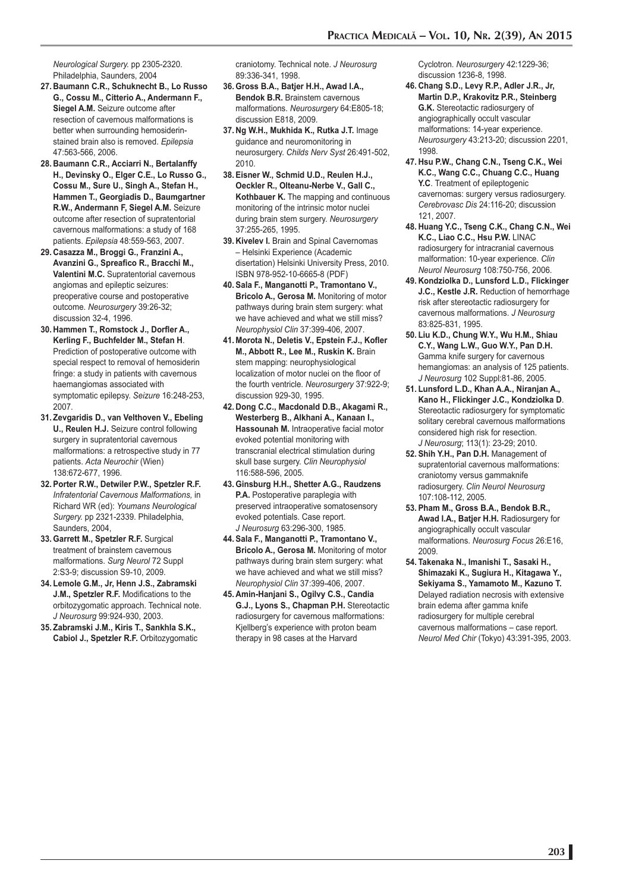*Neurological Surgery.* pp 2305-2320. Philadelphia, Saunders, 2004

27. **Baumann C.R., Schuknecht B., Lo Russo G., Cossu M., Citterio A., Andermann F., Siegel A.M.** Seizure outcome after resection of cavernous malformations is better when surrounding hemosiderin-stained brain also is removed. *Epilepsia* 47:563-566, 2006.
28. **Baumann C.R., Acciarri N., Bertalanffy H., Devinsky O., Elger C.E., Lo Russo G., Cossu M., Sure U., Singh A., Stefan H., Hammen T., Georgiadis D., Baumgartner R.W., Andermann F, Siegel A.M.** Seizure outcome after resection of supratentorial cavernous malformations: a study of 168 patients. *Epilepsia* 48:559-563, 2007.
29. **Casazza M., Broggi G., Franzini A., Avanzini G., Spreafico R., Bracchi M., Valentini M.C.** Supratentorial cavernous angiomas and epileptic seizures: preoperative course and postoperative outcome. *Neurosurgery* 39:26-32; discussion 32-4, 1996.
30. **Hammen T., Romstock J., Dorfler A., Kerling F., Buchfelder M., Stefan H**. Prediction of postoperative outcome with special respect to removal of hemosiderin fringe: a study in patients with cavernous haemangiomas associated with symptomatic epilepsy. *Seizure* 16:248-253, 2007.
31. **Zevgaridis D., van Velthoven V., Ebeling U., Reulen H.J.** Seizure control following surgery in supratentorial cavernous malformations: a retrospective study in 77 patients. *Acta Neurochir* (Wien) 138:672-677, 1996.
32. **Porter R.W., Detwiler P.W., Spetzler R.F.** *Infratentorial Cavernous Malformations,* in Richard WR (ed): *Youmans Neurological Surgery.* pp 2321-2339. Philadelphia, Saunders, 2004,
33. **Garrett M., Spetzler R.F.** Surgical treatment of brainstem cavernous malformations. *Surg Neurol* 72 Suppl 2:S3-9; discussion S9-10, 2009.
34. **Lemole G.M., Jr, Henn J.S., Zabramski J.M., Spetzler R.F.** Modifications to the orbitozygomatic approach. Technical note. *J Neurosurg* 99:924-930, 2003.
35. **Zabramski J.M., Kiris T., Sankhla S.K., Cabiol J., Spetzler R.F.** Orbitozygomatic craniotomy. Technical note. *J Neurosurg* 89:336-341, 1998.
36. **Gross B.A., Batjer H.H., Awad I.A., Bendok B.R.** Brainstem cavernous malformations. *Neurosurgery* 64:E805-18; discussion E818, 2009.
37. **Ng W.H., Mukhida K., Rutka J.T.** Image guidance and neuromonitoring in neurosurgery. *Childs Nerv Syst* 26:491-502, 2010.
38. **Eisner W., Schmid U.D., Reulen H.J., Oeckler R., Olteanu-Nerbe V., Gall C., Kothbauer K.** The mapping and continuous monitoring of the intrinsic motor nuclei during brain stem surgery. *Neurosurgery* 37:255-265, 1995.
39. **Kivelev I.** Brain and Spinal Cavernomas – Helsinki Experience (Academic disertation) Helsinki University Press, 2010. ISBN 978-952-10-6665-8 (PDF)
40. **Sala F., Manganotti P., Tramontano V., Bricolo A., Gerosa M.** Monitoring of motor pathways during brain stem surgery: what we have achieved and what we still miss? *Neurophysiol Clin* 37:399-406, 2007.
41. **Morota N., Deletis V., Epstein F.J., Kofler M., Abbott R., Lee M., Ruskin K.** Brain stem mapping: neurophysiological localization of motor nuclei on the floor of the fourth ventricle. *Neurosurgery* 37:922-9; discussion 929-30, 1995.
42. **Dong C.C., Macdonald D.B., Akagami R., Westerberg B., Alkhani A., Kanaan I., Hassounah M.** Intraoperative facial motor evoked potential monitoring with transcranial electrical stimulation during skull base surgery. *Clin Neurophysiol* 116:588-596, 2005.
43. **Ginsburg H.H., Shetter A.G., Raudzens P.A.** Postoperative paraplegia with preserved intraoperative somatosensory evoked potentials. Case report. *J Neurosurg* 63:296-300, 1985.
44. **Sala F., Manganotti P., Tramontano V., Bricolo A., Gerosa M.** Monitoring of motor pathways during brain stem surgery: what we have achieved and what we still miss? *Neurophysiol Clin* 37:399-406, 2007.
45. **Amin-Hanjani S., Ogilvy C.S., Candia G.J., Lyons S., Chapman P.H.** Stereotactic radiosurgery for cavernous malformations: Kjellberg's experience with proton beam therapy in 98 cases at the Harvard Cyclotron. *Neurosurgery* 42:1229-36; discussion 1236-8, 1998.
46. **Chang S.D., Levy R.P., Adler J.R., Jr, Martin D.P., Krakovitz P.R., Steinberg G.K.** Stereotactic radiosurgery of angiographically occult vascular malformations: 14-year experience. *Neurosurgery* 43:213-20; discussion 2201, 1998.
47. **Hsu P.W., Chang C.N., Tseng C.K., Wei K.C., Wang C.C., Chuang C.C., Huang Y.C**. Treatment of epileptogenic cavernomas: surgery versus radiosurgery. *Cerebrovasc Dis* 24:116-20; discussion 121, 2007.
48. **Huang Y.C., Tseng C.K., Chang C.N., Wei K.C., Liao C.C., Hsu P.W.** LINAC radiosurgery for intracranial cavernous malformation: 10-year experience. *Clin Neurol Neurosurg* 108:750-756, 2006.
49. **Kondziolka D., Lunsford L.D., Flickinger J.C., Kestle J.R.** Reduction of hemorrhage risk after stereotactic radiosurgery for cavernous malformations. *J Neurosurg* 83:825-831, 1995.
50. **Liu K.D., Chung W.Y., Wu H.M., Shiau C.Y., Wang L.W., Guo W.Y., Pan D.H.** Gamma knife surgery for cavernous hemangiomas: an analysis of 125 patients. *J Neurosurg* 102 Suppl:81-86, 2005.
51. **Lunsford L.D., Khan A.A., Niranjan A., Kano H., Flickinger J.C., Kondziolka D**. Stereotactic radiosurgery for symptomatic solitary cerebral cavernous malformations considered high risk for resection. *J Neurosurg*; 113(1): 23-29; 2010.
52. **Shih Y.H., Pan D.H.** Management of supratentorial cavernous malformations: craniotomy versus gammaknife radiosurgery. *Clin Neurol Neurosurg* 107:108-112, 2005.
53. **Pham M., Gross B.A., Bendok B.R., Awad I.A., Batjer H.H.** Radiosurgery for angiographically occult vascular malformations. *Neurosurg Focus* 26:E16, 2009.
54. **Takenaka N., Imanishi T., Sasaki H., Shimazaki K., Sugiura H., Kitagawa Y., Sekiyama S., Yamamoto M., Kazuno T.** Delayed radiation necrosis with extensive brain edema after gamma knife radiosurgery for multiple cerebral cavernous malformations – case report. *Neurol Med Chir* (Tokyo) 43:391-395, 2003.